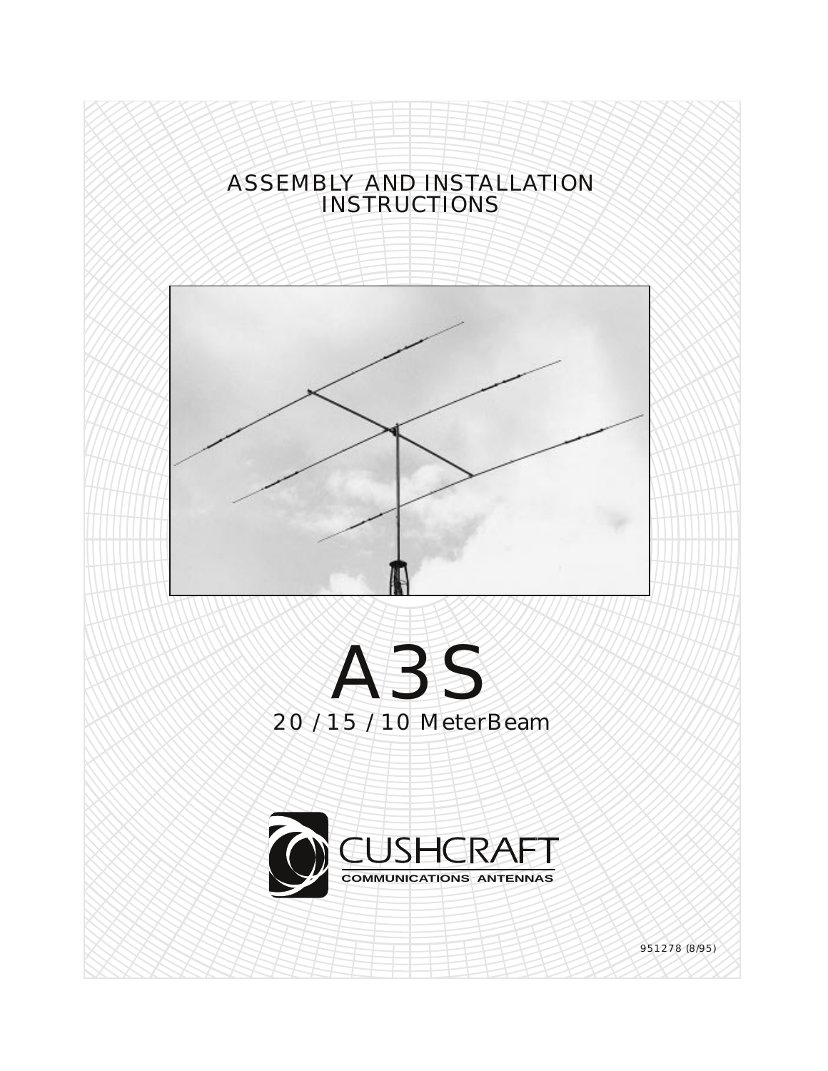# ASSEMBLY AND INSTALLATION INSTRUCTIONS

# A3S

## 20 / 15 / 10 MeterBeam

CUSHCRAFT
COMMUNICATIONS ANTENNAS

951278 (8/95)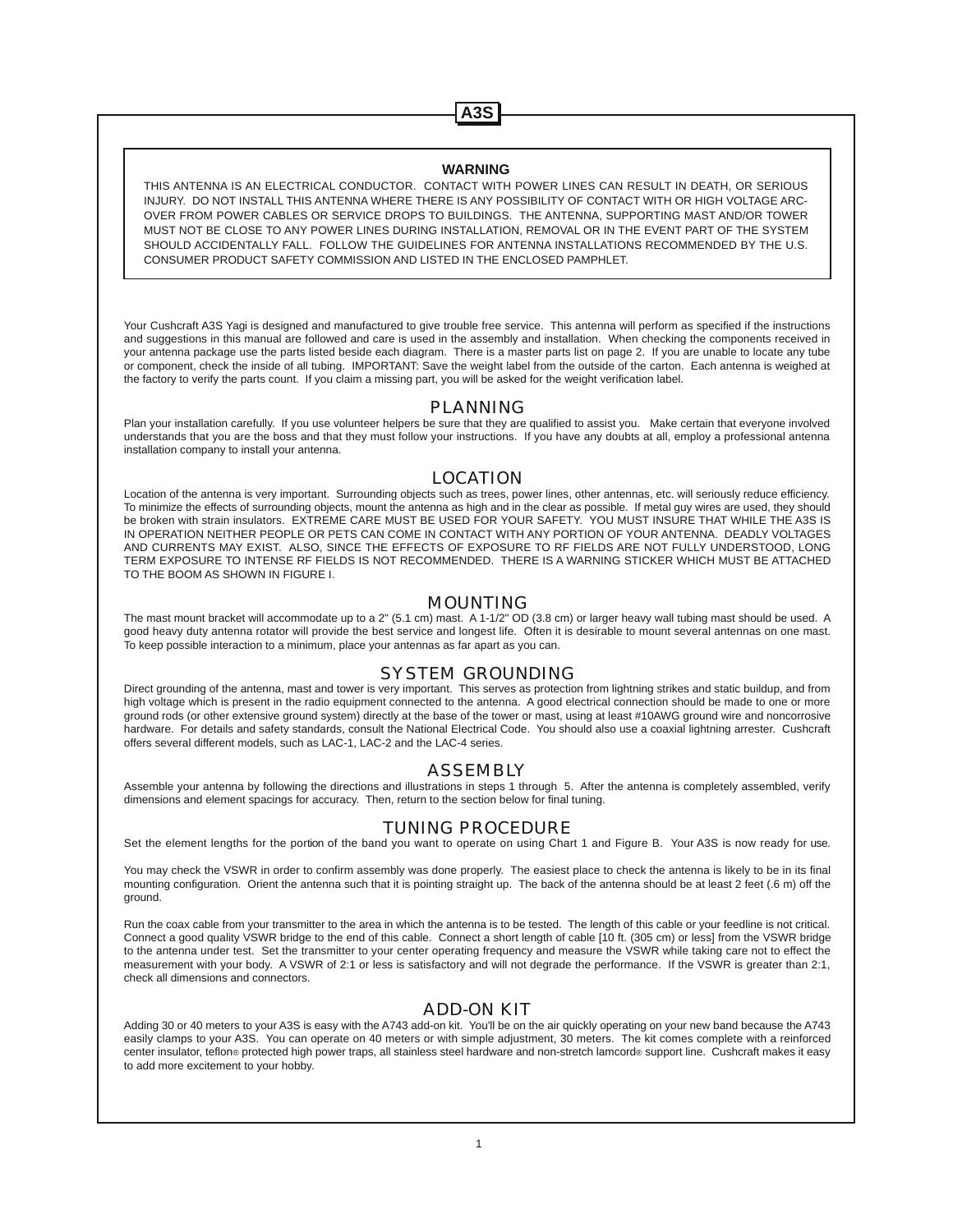# A3S

**WARNING**

THIS ANTENNA IS AN ELECTRICAL CONDUCTOR. CONTACT WITH POWER LINES CAN RESULT IN DEATH, OR SERIOUS INJURY. DO NOT INSTALL THIS ANTENNA WHERE THERE IS ANY POSSIBILITY OF CONTACT WITH OR HIGH VOLTAGE ARC-OVER FROM POWER CABLES OR SERVICE DROPS TO BUILDINGS. THE ANTENNA, SUPPORTING MAST AND/OR TOWER MUST NOT BE CLOSE TO ANY POWER LINES DURING INSTALLATION, REMOVAL OR IN THE EVENT PART OF THE SYSTEM SHOULD ACCIDENTALLY FALL. FOLLOW THE GUIDELINES FOR ANTENNA INSTALLATIONS RECOMMENDED BY THE U.S. CONSUMER PRODUCT SAFETY COMMISSION AND LISTED IN THE ENCLOSED PAMPHLET.

Your Cushcraft A3S Yagi is designed and manufactured to give trouble free service. This antenna will perform as specified if the instructions and suggestions in this manual are followed and care is used in the assembly and installation. When checking the components received in your antenna package use the parts listed beside each diagram. There is a master parts list on page 2. If you are unable to locate any tube or component, check the inside of all tubing. IMPORTANT: Save the weight label from the outside of the carton. Each antenna is weighed at the factory to verify the parts count. If you claim a missing part, you will be asked for the weight verification label.

## PLANNING

Plan your installation carefully. If you use volunteer helpers be sure that they are qualified to assist you. Make certain that everyone involved understands that you are the boss and that they must follow your instructions. If you have any doubts at all, employ a professional antenna installation company to install your antenna.

## LOCATION

Location of the antenna is very important. Surrounding objects such as trees, power lines, other antennas, etc. will seriously reduce efficiency. To minimize the effects of surrounding objects, mount the antenna as high and in the clear as possible. If metal guy wires are used, they should be broken with strain insulators. EXTREME CARE MUST BE USED FOR YOUR SAFETY. YOU MUST INSURE THAT WHILE THE A3S IS IN OPERATION NEITHER PEOPLE OR PETS CAN COME IN CONTACT WITH ANY PORTION OF YOUR ANTENNA. DEADLY VOLTAGES AND CURRENTS MAY EXIST. ALSO, SINCE THE EFFECTS OF EXPOSURE TO RF FIELDS ARE NOT FULLY UNDERSTOOD, LONG TERM EXPOSURE TO INTENSE RF FIELDS IS NOT RECOMMENDED. THERE IS A WARNING STICKER WHICH MUST BE ATTACHED TO THE BOOM AS SHOWN IN FIGURE I.

## MOUNTING

The mast mount bracket will accommodate up to a 2" (5.1 cm) mast. A 1-1/2" OD (3.8 cm) or larger heavy wall tubing mast should be used. A good heavy duty antenna rotator will provide the best service and longest life. Often it is desirable to mount several antennas on one mast. To keep possible interaction to a minimum, place your antennas as far apart as you can.

## SYSTEM GROUNDING

Direct grounding of the antenna, mast and tower is very important. This serves as protection from lightning strikes and static buildup, and from high voltage which is present in the radio equipment connected to the antenna. A good electrical connection should be made to one or more ground rods (or other extensive ground system) directly at the base of the tower or mast, using at least #10AWG ground wire and noncorrosive hardware. For details and safety standards, consult the National Electrical Code. You should also use a coaxial lightning arrester. Cushcraft offers several different models, such as LAC-1, LAC-2 and the LAC-4 series.

## ASSEMBLY

Assemble your antenna by following the directions and illustrations in steps 1 through 5. After the antenna is completely assembled, verify dimensions and element spacings for accuracy. Then, return to the section below for final tuning.

## TUNING PROCEDURE

Set the element lengths for the portion of the band you want to operate on using Chart 1 and Figure B. Your A3S is now ready for use.

You may check the VSWR in order to confirm assembly was done properly. The easiest place to check the antenna is likely to be in its final mounting configuration. Orient the antenna such that it is pointing straight up. The back of the antenna should be at least 2 feet (.6 m) off the ground.

Run the coax cable from your transmitter to the area in which the antenna is to be tested. The length of this cable or your feedline is not critical. Connect a good quality VSWR bridge to the end of this cable. Connect a short length of cable [10 ft. (305 cm) or less] from the VSWR bridge to the antenna under test. Set the transmitter to your center operating frequency and measure the VSWR while taking care not to effect the measurement with your body. A VSWR of 2:1 or less is satisfactory and will not degrade the performance. If the VSWR is greater than 2:1, check all dimensions and connectors.

## ADD-ON KIT

Adding 30 or 40 meters to your A3S is easy with the A743 add-on kit. You'll be on the air quickly operating on your new band because the A743 easily clamps to your A3S. You can operate on 40 meters or with simple adjustment, 30 meters. The kit comes complete with a reinforced center insulator, teflon® protected high power traps, all stainless steel hardware and non-stretch lamcord® support line. Cushcraft makes it easy to add more excitement to your hobby.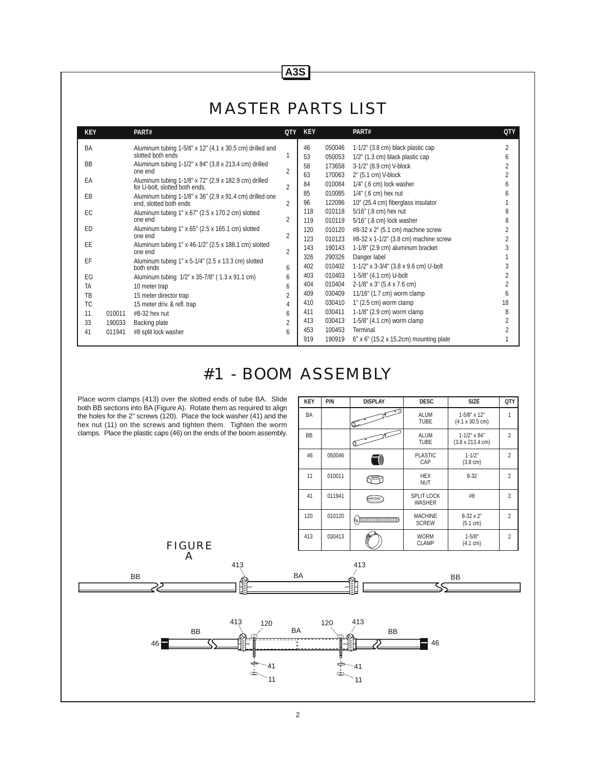A3S

# MASTER PARTS LIST

| KEY | | PART# | QTY |
|---|---|---|---|
| BA | | Aluminum tubing 1-5/8" x 12" (4.1 x 30.5 cm) drilled and slotted both ends | 1 |
| BB | | Aluminum tubing 1-1/2" x 84" (3.8 x 213.4 cm) drilled one end | 2 |
| EA | | Aluminum tubing 1-1/8" x 72" (2.9 x 182.9 cm) drilled for U-bolt, slotted both ends. | 2 |
| EB | | Aluminum tubing 1-1/8" x 36" (2.9 x 91.4 cm) drilled one end, slotted both ends | 2 |
| EC | | Aluminum tubing 1" x 67" (2.5 x 170.2 cm) slotted one end | 2 |
| ED | | Aluminum tubing 1" x 65" (2.5 x 165.1 cm) slotted one end | 2 |
| EE | | Aluminum tubing 1" x 46-1/2" (2.5 x 188.1 cm) slotted one end | 2 |
| EF | | Aluminum tubing 1" x 5-1/4" (2.5 x 13.3 cm) slotted both ends | 6 |
| EG | | Aluminum tubing 1/2" x 35-7/8" ( 1.3 x 91.1 cm) | 6 |
| TA | | 10 meter trap | 6 |
| TB | | 15 meter director trap | 2 |
| TC | | 15 meter driv. & refl. trap | 4 |
| 11 | 010011 | #8-32 hex nut | 6 |
| 33 | 190033 | Backing plate | 2 |
| 41 | 011941 | #8 split lock washer | 6 |

| KEY | | PART# | QTY |
|---|---|---|---|
| 46 | 050046 | 1-1/2" (3.8 cm) black plastic cap | 2 |
| 53 | 050053 | 1/2" (1.3 cm) black plastic cap | 6 |
| 58 | 173658 | 3-1/2" (8.9 cm) V-block | 2 |
| 63 | 170063 | 2" (5.1 cm) V-block | 2 |
| 84 | 010084 | 1/4" (.6 cm) lock washer | 6 |
| 85 | 010085 | 1/4" (.6 cm) hex nut | 6 |
| 96 | 122096 | 10" (25.4 cm) fiberglass insulator | 1 |
| 118 | 010118 | 5/16" (.8 cm) hex nut | 8 |
| 119 | 010119 | 5/16" (.8 cm) lock washer | 8 |
| 120 | 010120 | #8-32 x 2" (5.1 cm) machine screw | 2 |
| 123 | 010123 | #8-32 x 1-1/2" (3.8 cm) machine screw | 2 |
| 143 | 190143 | 1-1/8" (2.9 cm) aluminum bracket | 3 |
| 326 | 290326 | Danger label | 1 |
| 402 | 010402 | 1-1/2" x 3-3/4" (3.8 x 9.6 cm) U-bolt | 3 |
| 403 | 010403 | 1-5/8" (4.1 cm) U-bolt | 2 |
| 404 | 010404 | 2-1/8" x 3" (5.4 x 7.6 cm) | 2 |
| 409 | 030409 | 11/16" (1.7 cm) worm clamp | 6 |
| 410 | 030410 | 1" (2.5 cm) worm clamp | 18 |
| 411 | 030411 | 1-1/8" (2.9 cm) worm clamp | 8 |
| 413 | 030413 | 1-5/8" (4.1 cm) worm clamp | 2 |
| 453 | 100453 | Terminal | 2 |
| 919 | 190919 | 6" x 6" (15.2 x 15.2cm) mounting plate | 1 |

# #1 - BOOM ASSEMBLY

Place worm clamps (413) over the slotted ends of tube BA. Slide both BB sections into BA (Figure A). Rotate them as required to align the holes for the 2" screws (120). Place the lock washer (41) and the hex nut (11) on the screws and tighten them. Tighten the worm clamps. Place the plastic caps (46) on the ends of the boom assembly.

| KEY | P/N | DISPLAY | DESC | SIZE | QTY |
|---|---|---|---|---|---|
| BA | | | ALUM TUBE | 1-5/8" x 12" (4.1 x 30.5 cm) | 1 |
| BB | | | ALUM TUBE | 1-1/2" x 84" (3.8 x 213.4 cm) | 2 |
| 46 | 050046 | | PLASTIC CAP | 1-1/2" (3.8 cm) | 2 |
| 11 | 010011 | | HEX NUT | 8-32 | 2 |
| 41 | 011941 | | SPLIT LOCK WASHER | #8 | 2 |
| 120 | 010120 | | MACHINE SCREW | 8-32 x 2" (5.1 cm) | 2 |
| 413 | 030413 | | WORM CLAMP | 1-5/8" (4.1 cm) | 2 |

FIGURE A

413 413
BB BA BB

413 120 120 413
BB BA BB
46 46
41 41
11 11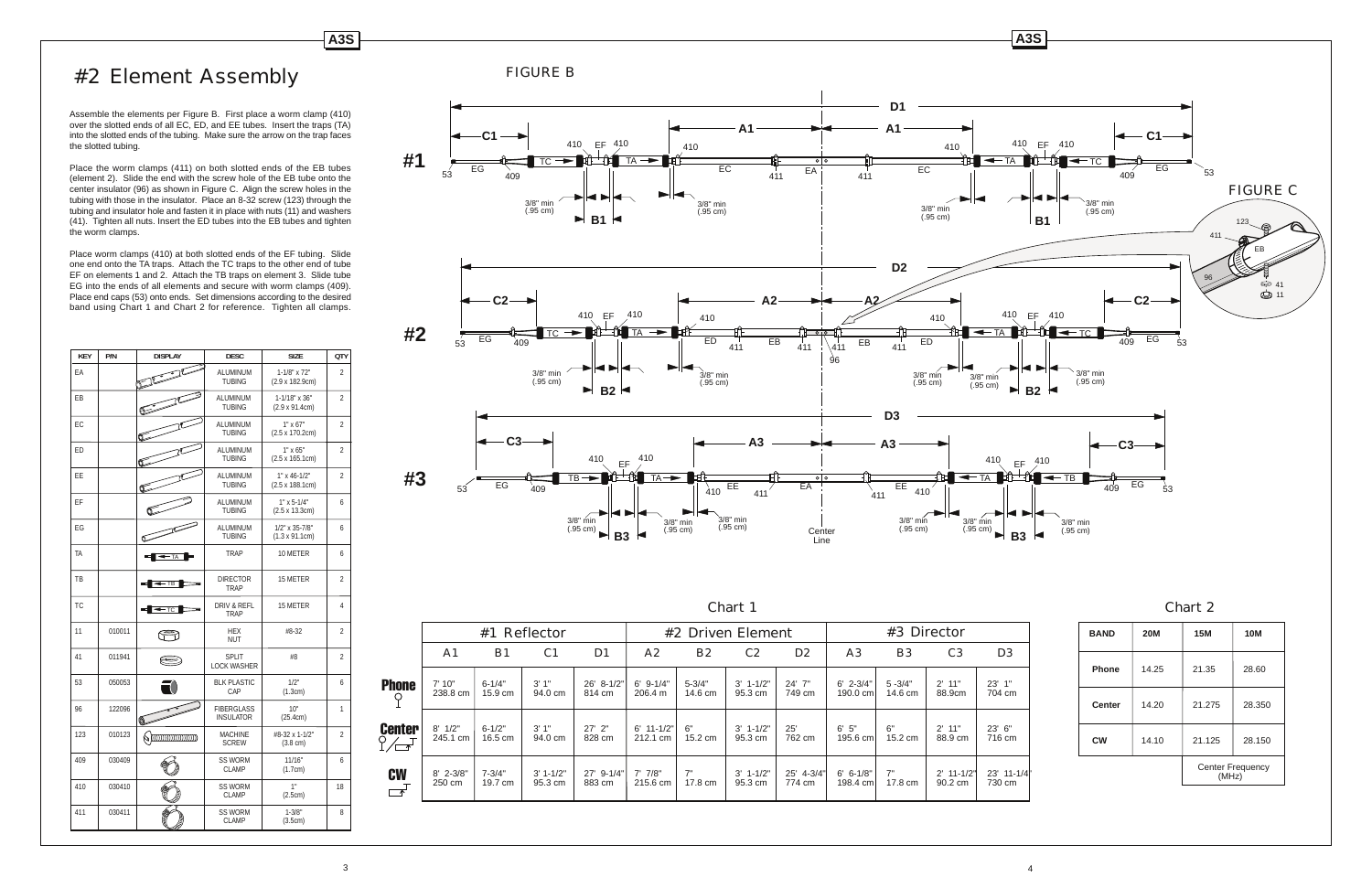# #2 Element Assembly

Assemble the elements per Figure B. First place a worm clamp (410) over the slotted ends of all EC, ED, and EE tubes. Insert the traps (TA) into the slotted ends of the tubing. Make sure the arrow on the trap faces the slotted tubing.

Place the worm clamps (411) on both slotted ends of the EB tubes (element 2). Slide the end with the screw hole of the EB tube onto the center insulator (96) as shown in Figure C. Align the screw holes in the tubing with those in the insulator. Place an 8-32 screw (123) through the tubing and insulator hole and fasten it in place with nuts (11) and washers (41). Tighten all nuts. Insert the ED tubes into the EB tubes and tighten the worm clamps.

Place worm clamps (410) at both slotted ends of the EF tubing. Slide one end onto the TA traps. Attach the TC traps to the other end of tube EF on elements 1 and 2. Attach the TB traps on element 3. Slide tube EG into the ends of all elements and secure with worm clamps (409). Place end caps (53) onto ends. Set dimensions according to the desired band using Chart 1 and Chart 2 for reference. Tighten all clamps.

| KEY | P/N | DISPLAY | DESC | SIZE | QTY |
|---|---|---|---|---|---|
| EA | | | ALUMINUM TUBING | 1-1/8" x 72" (2.9 x 182.9cm) | 2 |
| EB | | | ALUMINUM TUBING | 1-1/18" x 36" (2.9 x 91.4cm) | 2 |
| EC | | | ALUMINUM TUBING | 1" x 67" (2.5 x 170.2cm) | 2 |
| ED | | | ALUMINUM TUBING | 1" x 65" (2.5 x 165.1cm) | 2 |
| EE | | | ALUMINUM TUBING | 1" x 46-1/2" (2.5 x 188.1cm) | 2 |
| EF | | | ALUMINUM TUBING | 1" x 5-1/4" (2.5 x 13.3cm) | 6 |
| EG | | | ALUMINUM TUBING | 1/2" x 35-7/8" (1.3 x 91.1cm) | 6 |
| TA | | TA | TRAP | 10 METER | 6 |
| TB | | TB | DIRECTOR TRAP | 15 METER | 2 |
| TC | | TC | DRIV & REFL TRAP | 15 METER | 4 |
| 11 | 010011 | | HEX NUT | #8-32 | 2 |
| 41 | 011941 | | SPLIT LOCK WASHER | #8 | 2 |
| 53 | 050053 | | BLK PLASTIC CAP | 1/2" (1.3cm) | 6 |
| 96 | 122096 | | FIBERGLASS INSULATOR | 10" (25.4cm) | 1 |
| 123 | 010123 | | MACHINE SCREW | #8-32 x 1-1/2" (3.8 cm) | 2 |
| 409 | 030409 | | SS WORM CLAMP | 11/16" (1.7cm) | 6 |
| 410 | 030410 | | SS WORM CLAMP | 1" (2.5cm) | 18 |
| 411 | 030411 | | SS WORM CLAMP | 1-3/8" (3.5cm) | 8 |

FIGURE B

#1: D1, C1, A1, B1, EG, TC, EF, TA, EC, EA, 409, 410, 411, 53, 3/8" min (.95 cm)

#2: D2, C2, A2, B2, EG, TC, EF, TA, ED, EB, 96, 409, 410, 411, 53, 3/8" min (.95 cm)

#3: D3, C3, A3, B3, EG, TB, EF, TA, EE, EA, 409, 410, 411, 53, 3/8" min (.95 cm)

Center Line

FIGURE C

123, 411, EB, 96, 41, 11

Chart 1

| | #1 Reflector | | | | #2 Driven Element | | | | #3 Director | | | |
|---|---|---|---|---|---|---|---|---|---|---|---|---|
| | A1 | B1 | C1 | D1 | A2 | B2 | C2 | D2 | A3 | B3 | C3 | D3 |
| Phone | 7' 10" 238.8 cm | 6-1/4" 15.9 cm | 3' 1" 94.0 cm | 26' 8-1/2" 814 cm | 6' 9-1/4" 206.4 m | 5-3/4" 14.6 cm | 3' 1-1/2" 95.3 cm | 24' 7" 749 cm | 6' 2-3/4" 190.0 cm | 5 -3/4" 14.6 cm | 2' 11" 88.9cm | 23' 1" 704 cm |
| Center | 8' 1/2" 245.1 cm | 6-1/2" 16.5 cm | 3' 1" 94.0 cm | 27' 2" 828 cm | 6' 11-1/2" 212.1 cm | 6" 15.2 cm | 3' 1-1/2" 95.3 cm | 25' 762 cm | 6' 5" 195.6 cm | 6" 15.2 cm | 2' 11" 88.9 cm | 23' 6" 716 cm |
| CW | 8' 2-3/8" 250 cm | 7-3/4" 19.7 cm | 3' 1-1/2" 95.3 cm | 27' 9-1/4" 883 cm | 7' 7/8" 215.6 cm | 7" 17.8 cm | 3' 1-1/2" 95.3 cm | 25' 4-3/4" 774 cm | 6' 6-1/8" 198.4 cm | 7" 17.8 cm | 2' 11-1/2" 90.2 cm | 23' 11-1/4" 730 cm |

Chart 2

| BAND | 20M | 15M | 10M |
|---|---|---|---|
| Phone | 14.25 | 21.35 | 28.60 |
| Center | 14.20 | 21.275 | 28.350 |
| CW | 14.10 | 21.125 | 28.150 |
| | | Center Frequency (MHz) | |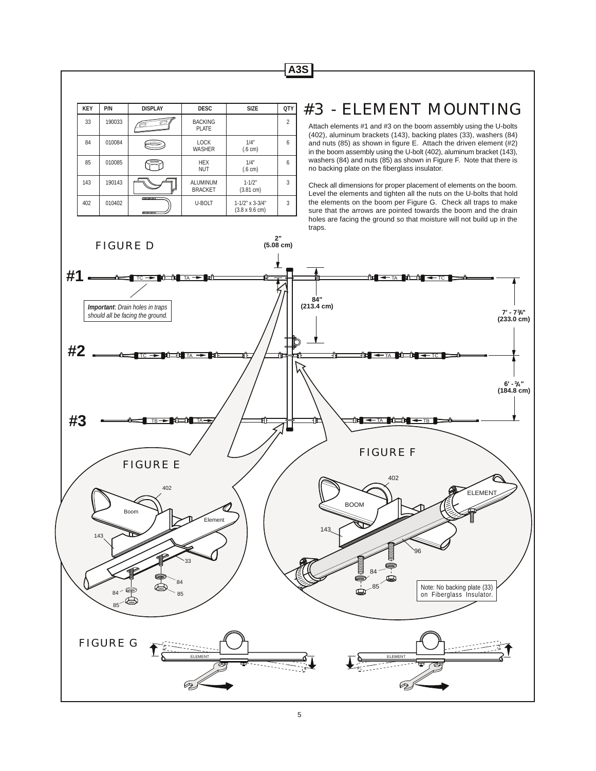# #3 - ELEMENT MOUNTING

| KEY | P/N | DISPLAY | DESC | SIZE | QTY |
|---|---|---|---|---|---|
| 33 | 190033 | | BACKING PLATE | | 2 |
| 84 | 010084 | | LOCK WASHER | 1/4" (.6 cm) | 6 |
| 85 | 010085 | | HEX NUT | 1/4" (.6 cm) | 6 |
| 143 | 190143 | | ALUMINUM BRACKET | 1-1/2" (3.81 cm) | 3 |
| 402 | 010402 | | U-BOLT | 1-1/2" x 3-3/4" (3.8 x 9.6 cm) | 3 |

Attach elements #1 and #3 on the boom assembly using the U-bolts (402), aluminum brackets (143), backing plates (33), washers (84) and nuts (85) as shown in figure E. Attach the driven element (#2) in the boom assembly using the U-bolt (402), aluminum bracket (143), washers (84) and nuts (85) as shown in Figure F. Note that there is no backing plate on the fiberglass insulator.

Check all dimensions for proper placement of elements on the boom. Level the elements and tighten all the nuts on the U-bolts that hold the elements on the boom per Figure G. Check all traps to make sure that the arrows are pointed towards the boom and the drain holes are facing the ground so that moisture will not build up in the traps.

FIGURE D

2" (5.08 cm)

84" (213.4 cm)

7' - 7¾" (233.0 cm)

6' - ¾" (184.8 cm)

#1 TC TA TA TC

#2 TC TA TA TC

#3 TB TA TA TB

*Important: Drain holes in traps should all be facing the ground.*

FIGURE E

402 Boom Element 143 33 84 85 84 85

FIGURE F

402 BOOM ELEMENT 143 96 84 85

Note: No backing plate (33) on Fiberglass Insulator.

FIGURE G

ELEMENT ELEMENT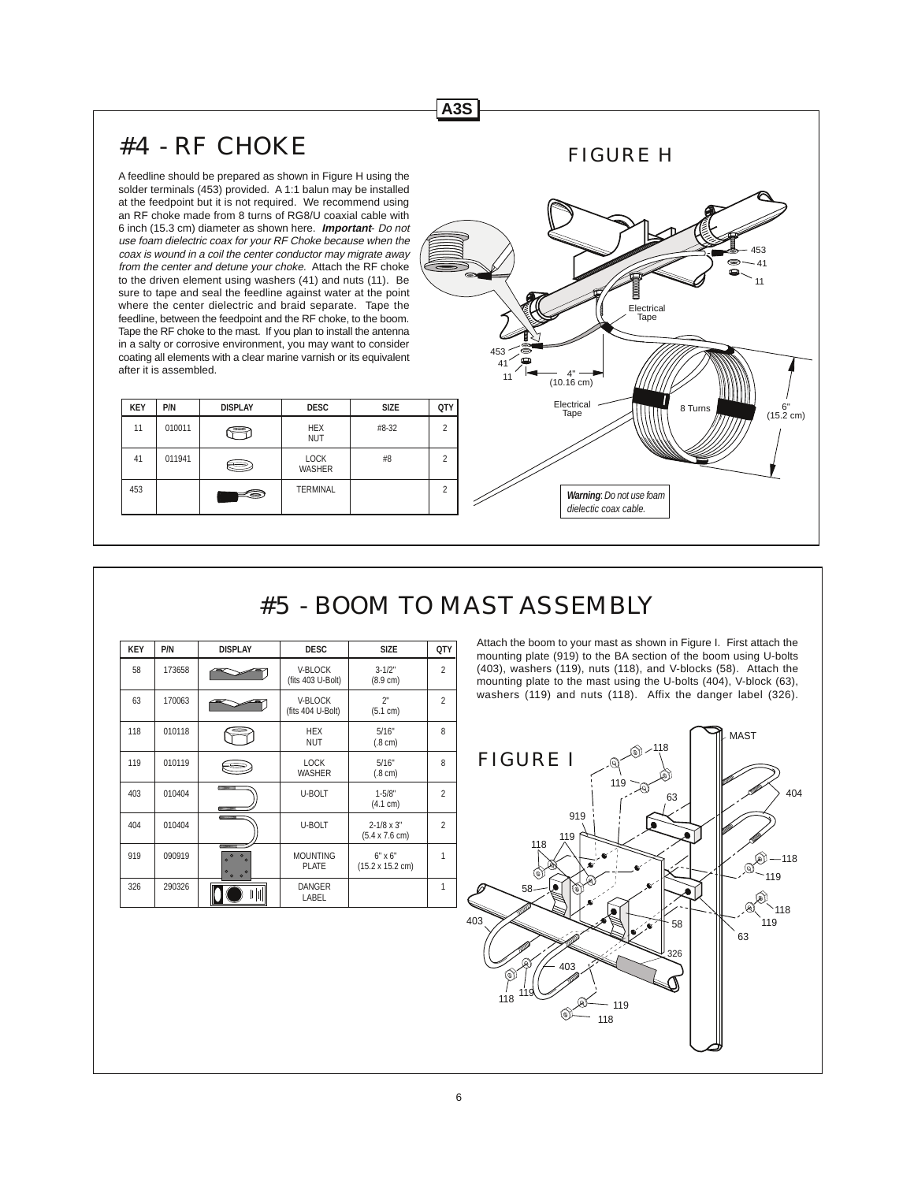# #4 - RF CHOKE

A feedline should be prepared as shown in Figure H using the solder terminals (453) provided. A 1:1 balun may be installed at the feedpoint but it is not required. We recommend using an RF choke made from 8 turns of RG8/U coaxial cable with 6 inch (15.3 cm) diameter as shown here. ***Important****- Do not use foam dielectric coax for your RF Choke because when the coax is wound in a coil the center conductor may migrate away from the center and detune your choke.* Attach the RF choke to the driven element using washers (41) and nuts (11). Be sure to tape and seal the feedline against water at the point where the center dielectric and braid separate. Tape the feedline, between the feedpoint and the RF choke, to the boom. Tape the RF choke to the mast. If you plan to install the antenna in a salty or corrosive environment, you may want to consider coating all elements with a clear marine varnish or its equivalent after it is assembled.

| KEY | P/N | DISPLAY | DESC | SIZE | QTY |
|---|---|---|---|---|---|
| 11 | 010011 | | HEX NUT | #8-32 | 2 |
| 41 | 011941 | | LOCK WASHER | #8 | 2 |
| 453 | | | TERMINAL | | 2 |

FIGURE H

453
41
11
Electrical Tape
4" (10.16 cm)
Electrical Tape
8 Turns
6" (15.2 cm)

***Warning****: Do not use foam dielectic coax cable.*

# #5 - BOOM TO MAST ASSEMBLY

| KEY | P/N | DISPLAY | DESC | SIZE | QTY |
|---|---|---|---|---|---|
| 58 | 173658 | | V-BLOCK (fits 403 U-Bolt) | 3-1/2" (8.9 cm) | 2 |
| 63 | 170063 | | V-BLOCK (fits 404 U-Bolt) | 2" (5.1 cm) | 2 |
| 118 | 010118 | | HEX NUT | 5/16" (.8 cm) | 8 |
| 119 | 010119 | | LOCK WASHER | 5/16" (.8 cm) | 8 |
| 403 | 010404 | | U-BOLT | 1-5/8" (4.1 cm) | 2 |
| 404 | 010404 | | U-BOLT | 2-1/8 x 3" (5.4 x 7.6 cm) | 2 |
| 919 | 090919 | | MOUNTING PLATE | 6" x 6" (15.2 x 15.2 cm) | 1 |
| 326 | 290326 | | DANGER LABEL | | 1 |

Attach the boom to your mast as shown in Figure I. First attach the mounting plate (919) to the BA section of the boom using U-bolts (403), washers (119), nuts (118), and V-blocks (58). Attach the mounting plate to the mast using the U-bolts (404), V-block (63), washers (119) and nuts (118). Affix the danger label (326).

FIGURE I

MAST
118
119
63
404
919
118
119
58
403
118
119
58
63
326
403
119
118
118
119
118
119
118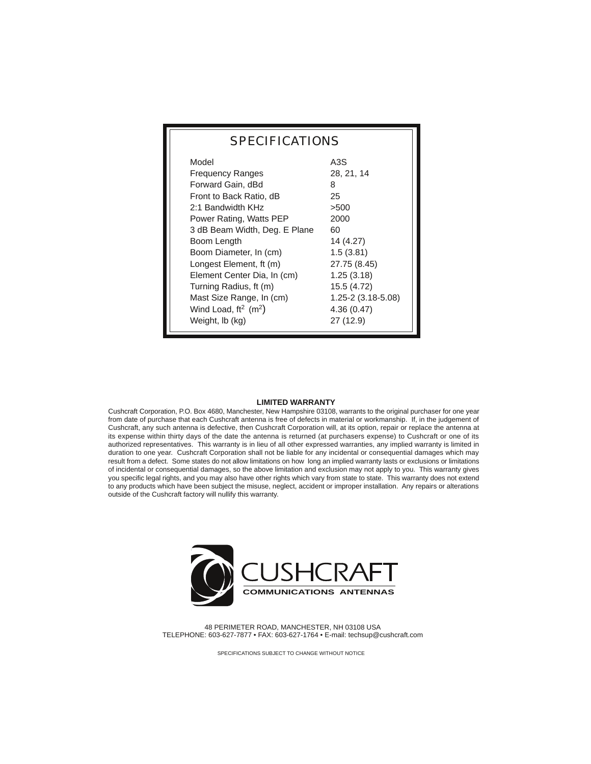## SPECIFICATIONS

| | |
|---|---|
| Model | A3S |
| Frequency Ranges | 28, 21, 14 |
| Forward Gain, dBd | 8 |
| Front to Back Ratio, dB | 25 |
| 2:1 Bandwidth KHz | >500 |
| Power Rating, Watts PEP | 2000 |
| 3 dB Beam Width, Deg. E Plane | 60 |
| Boom Length | 14 (4.27) |
| Boom Diameter, In (cm) | 1.5 (3.81) |
| Longest Element, ft (m) | 27.75 (8.45) |
| Element Center Dia, In (cm) | 1.25 (3.18) |
| Turning Radius, ft (m) | 15.5 (4.72) |
| Mast Size Range, In (cm) | 1.25-2 (3.18-5.08) |
| Wind Load, $ft^2$ ($m^2$) | 4.36 (0.47) |
| Weight, lb (kg) | 27 (12.9) |

**LIMITED WARRANTY**

Cushcraft Corporation, P.O. Box 4680, Manchester, New Hampshire 03108, warrants to the original purchaser for one year from date of purchase that each Cushcraft antenna is free of defects in material or workmanship. If, in the judgement of Cushcraft, any such antenna is defective, then Cushcraft Corporation will, at its option, repair or replace the antenna at its expense within thirty days of the date the antenna is returned (at purchasers expense) to Cushcraft or one of its authorized representatives. This warranty is in lieu of all other expressed warranties, any implied warranty is limited in duration to one year. Cushcraft Corporation shall not be liable for any incidental or consequential damages which may result from a defect. Some states do not allow limitations on how long an implied warranty lasts or exclusions or limitations of incidental or consequential damages, so the above limitation and exclusion may not apply to you. This warranty gives you specific legal rights, and you may also have other rights which vary from state to state. This warranty does not extend to any products which have been subject the misuse, neglect, accident or improper installation. Any repairs or alterations outside of the Cushcraft factory will nullify this warranty.

CUSHCRAFT
COMMUNICATIONS ANTENNAS

48 PERIMETER ROAD, MANCHESTER, NH 03108 USA
TELEPHONE: 603-627-7877 • FAX: 603-627-1764 • E-mail: techsup@cushcraft.com

SPECIFICATIONS SUBJECT TO CHANGE WITHOUT NOTICE